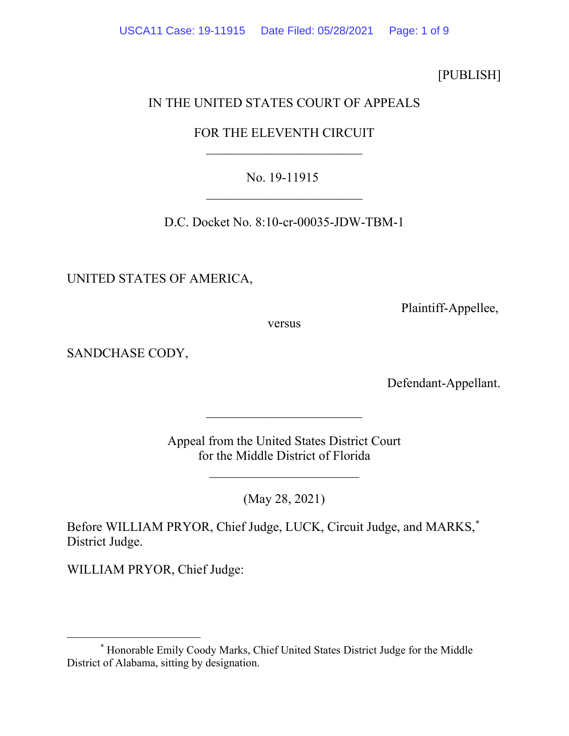[PUBLISH]

IN THE UNITED STATES COURT OF APPEALS

FOR THE ELEVENTH CIRCUIT

________________________

No. 19-11915

________________________

D.C. Docket No. 8:10-cr-00035-JDW-TBM-1

UNITED STATES OF AMERICA,

Plaintiff-Appellee,

versus

SANDCHASE CODY,

Defendant-Appellant.

________________________

Appeal from the United States District Court
for the Middle District of Florida

________________________

(May 28, 2021)

Before WILLIAM PRYOR, Chief Judge, LUCK, Circuit Judge, and MARKS,* District Judge.

WILLIAM PRYOR, Chief Judge:

---

* Honorable Emily Coody Marks, Chief United States District Judge for the Middle District of Alabama, sitting by designation.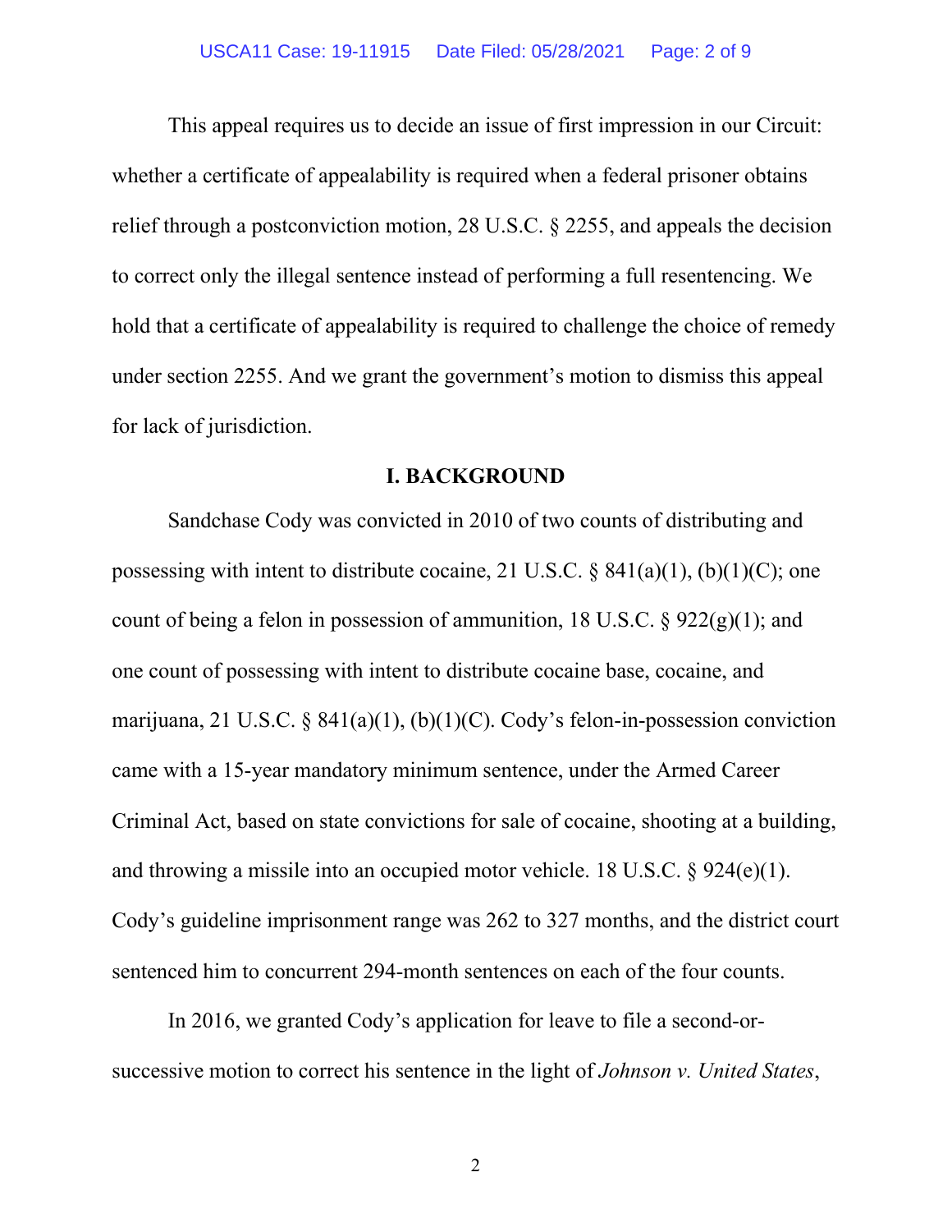This appeal requires us to decide an issue of first impression in our Circuit: whether a certificate of appealability is required when a federal prisoner obtains relief through a postconviction motion, 28 U.S.C. § 2255, and appeals the decision to correct only the illegal sentence instead of performing a full resentencing. We hold that a certificate of appealability is required to challenge the choice of remedy under section 2255. And we grant the government's motion to dismiss this appeal for lack of jurisdiction.

## I. BACKGROUND

Sandchase Cody was convicted in 2010 of two counts of distributing and possessing with intent to distribute cocaine, 21 U.S.C. § 841(a)(1), (b)(1)(C); one count of being a felon in possession of ammunition, 18 U.S.C. § 922(g)(1); and one count of possessing with intent to distribute cocaine base, cocaine, and marijuana, 21 U.S.C. § 841(a)(1), (b)(1)(C). Cody's felon-in-possession conviction came with a 15-year mandatory minimum sentence, under the Armed Career Criminal Act, based on state convictions for sale of cocaine, shooting at a building, and throwing a missile into an occupied motor vehicle. 18 U.S.C. § 924(e)(1). Cody's guideline imprisonment range was 262 to 327 months, and the district court sentenced him to concurrent 294-month sentences on each of the four counts.

In 2016, we granted Cody's application for leave to file a second-or-successive motion to correct his sentence in the light of *Johnson v. United States*,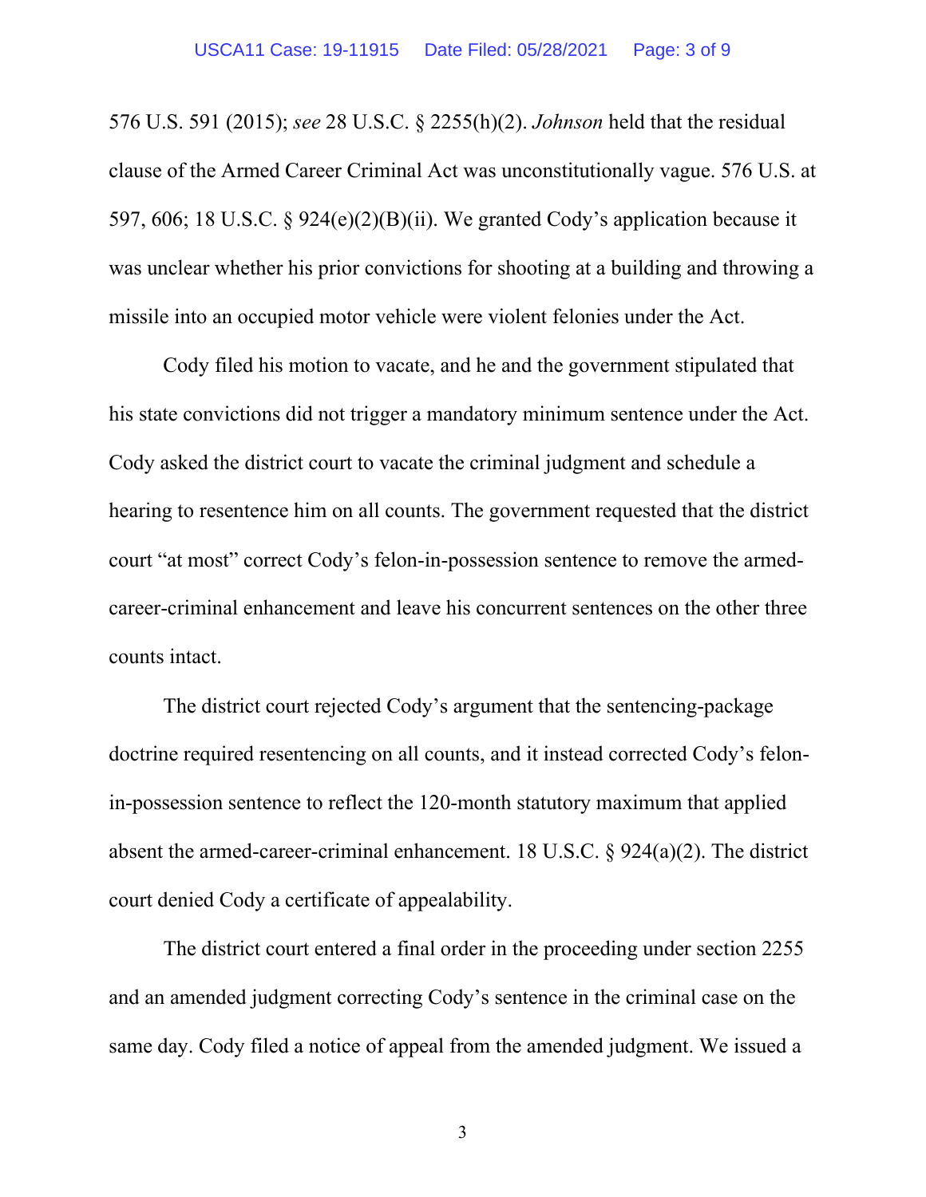576 U.S. 591 (2015); *see* 28 U.S.C. § 2255(h)(2). *Johnson* held that the residual clause of the Armed Career Criminal Act was unconstitutionally vague. 576 U.S. at 597, 606; 18 U.S.C. § 924(e)(2)(B)(ii). We granted Cody's application because it was unclear whether his prior convictions for shooting at a building and throwing a missile into an occupied motor vehicle were violent felonies under the Act.

Cody filed his motion to vacate, and he and the government stipulated that his state convictions did not trigger a mandatory minimum sentence under the Act. Cody asked the district court to vacate the criminal judgment and schedule a hearing to resentence him on all counts. The government requested that the district court "at most" correct Cody's felon-in-possession sentence to remove the armed-career-criminal enhancement and leave his concurrent sentences on the other three counts intact.

The district court rejected Cody's argument that the sentencing-package doctrine required resentencing on all counts, and it instead corrected Cody's felon-in-possession sentence to reflect the 120-month statutory maximum that applied absent the armed-career-criminal enhancement. 18 U.S.C. § 924(a)(2). The district court denied Cody a certificate of appealability.

The district court entered a final order in the proceeding under section 2255 and an amended judgment correcting Cody's sentence in the criminal case on the same day. Cody filed a notice of appeal from the amended judgment. We issued a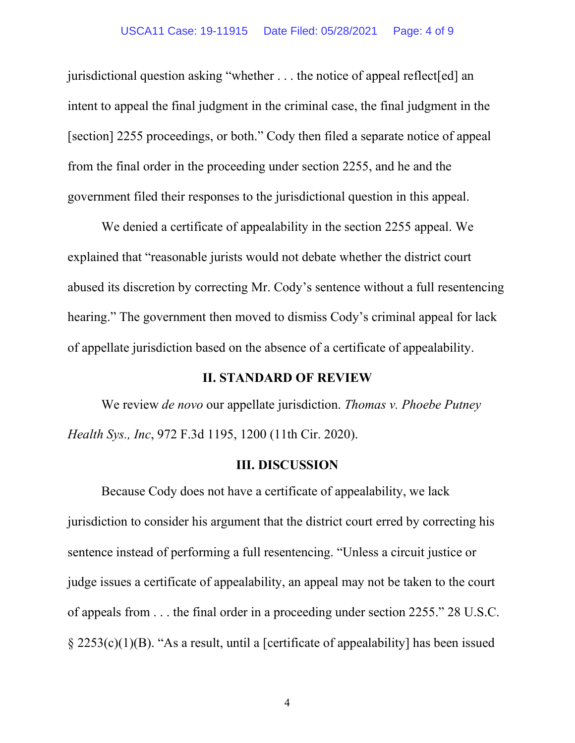jurisdictional question asking "whether . . . the notice of appeal reflect[ed] an intent to appeal the final judgment in the criminal case, the final judgment in the [section] 2255 proceedings, or both." Cody then filed a separate notice of appeal from the final order in the proceeding under section 2255, and he and the government filed their responses to the jurisdictional question in this appeal.

We denied a certificate of appealability in the section 2255 appeal. We explained that "reasonable jurists would not debate whether the district court abused its discretion by correcting Mr. Cody's sentence without a full resentencing hearing." The government then moved to dismiss Cody's criminal appeal for lack of appellate jurisdiction based on the absence of a certificate of appealability.

## II. STANDARD OF REVIEW

We review *de novo* our appellate jurisdiction. *Thomas v. Phoebe Putney Health Sys., Inc*, 972 F.3d 1195, 1200 (11th Cir. 2020).

## III. DISCUSSION

Because Cody does not have a certificate of appealability, we lack jurisdiction to consider his argument that the district court erred by correcting his sentence instead of performing a full resentencing. "Unless a circuit justice or judge issues a certificate of appealability, an appeal may not be taken to the court of appeals from . . . the final order in a proceeding under section 2255." 28 U.S.C. § 2253(c)(1)(B). "As a result, until a [certificate of appealability] has been issued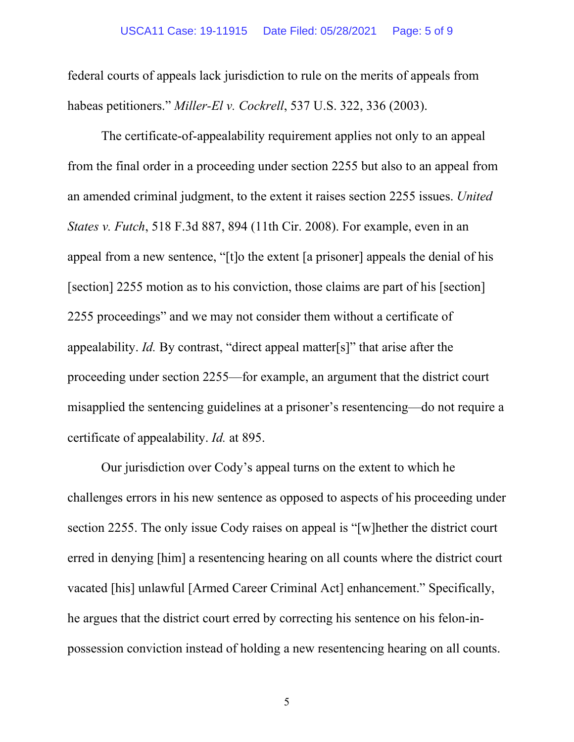federal courts of appeals lack jurisdiction to rule on the merits of appeals from habeas petitioners." *Miller-El v. Cockrell*, 537 U.S. 322, 336 (2003).

The certificate-of-appealability requirement applies not only to an appeal from the final order in a proceeding under section 2255 but also to an appeal from an amended criminal judgment, to the extent it raises section 2255 issues. *United States v. Futch*, 518 F.3d 887, 894 (11th Cir. 2008). For example, even in an appeal from a new sentence, "[t]o the extent [a prisoner] appeals the denial of his [section] 2255 motion as to his conviction, those claims are part of his [section] 2255 proceedings" and we may not consider them without a certificate of appealability. *Id.* By contrast, "direct appeal matter[s]" that arise after the proceeding under section 2255—for example, an argument that the district court misapplied the sentencing guidelines at a prisoner's resentencing—do not require a certificate of appealability. *Id.* at 895.

Our jurisdiction over Cody's appeal turns on the extent to which he challenges errors in his new sentence as opposed to aspects of his proceeding under section 2255. The only issue Cody raises on appeal is "[w]hether the district court erred in denying [him] a resentencing hearing on all counts where the district court vacated [his] unlawful [Armed Career Criminal Act] enhancement." Specifically, he argues that the district court erred by correcting his sentence on his felon-in-possession conviction instead of holding a new resentencing hearing on all counts.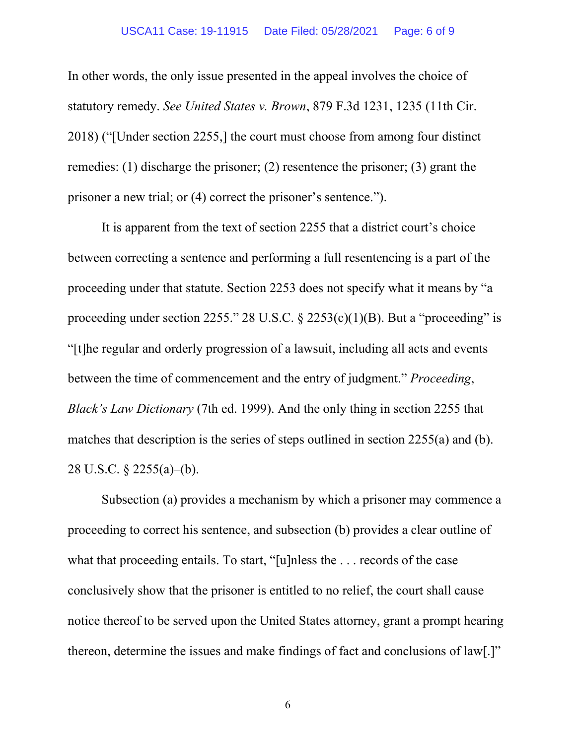In other words, the only issue presented in the appeal involves the choice of statutory remedy. *See United States v. Brown*, 879 F.3d 1231, 1235 (11th Cir. 2018) ("[Under section 2255,] the court must choose from among four distinct remedies: (1) discharge the prisoner; (2) resentence the prisoner; (3) grant the prisoner a new trial; or (4) correct the prisoner's sentence.").

It is apparent from the text of section 2255 that a district court's choice between correcting a sentence and performing a full resentencing is a part of the proceeding under that statute. Section 2253 does not specify what it means by "a proceeding under section 2255." 28 U.S.C. § 2253(c)(1)(B). But a "proceeding" is "[t]he regular and orderly progression of a lawsuit, including all acts and events between the time of commencement and the entry of judgment." *Proceeding*, *Black's Law Dictionary* (7th ed. 1999). And the only thing in section 2255 that matches that description is the series of steps outlined in section 2255(a) and (b). 28 U.S.C. § 2255(a)–(b).

Subsection (a) provides a mechanism by which a prisoner may commence a proceeding to correct his sentence, and subsection (b) provides a clear outline of what that proceeding entails. To start, "[u]nless the . . . records of the case conclusively show that the prisoner is entitled to no relief, the court shall cause notice thereof to be served upon the United States attorney, grant a prompt hearing thereon, determine the issues and make findings of fact and conclusions of law[.]"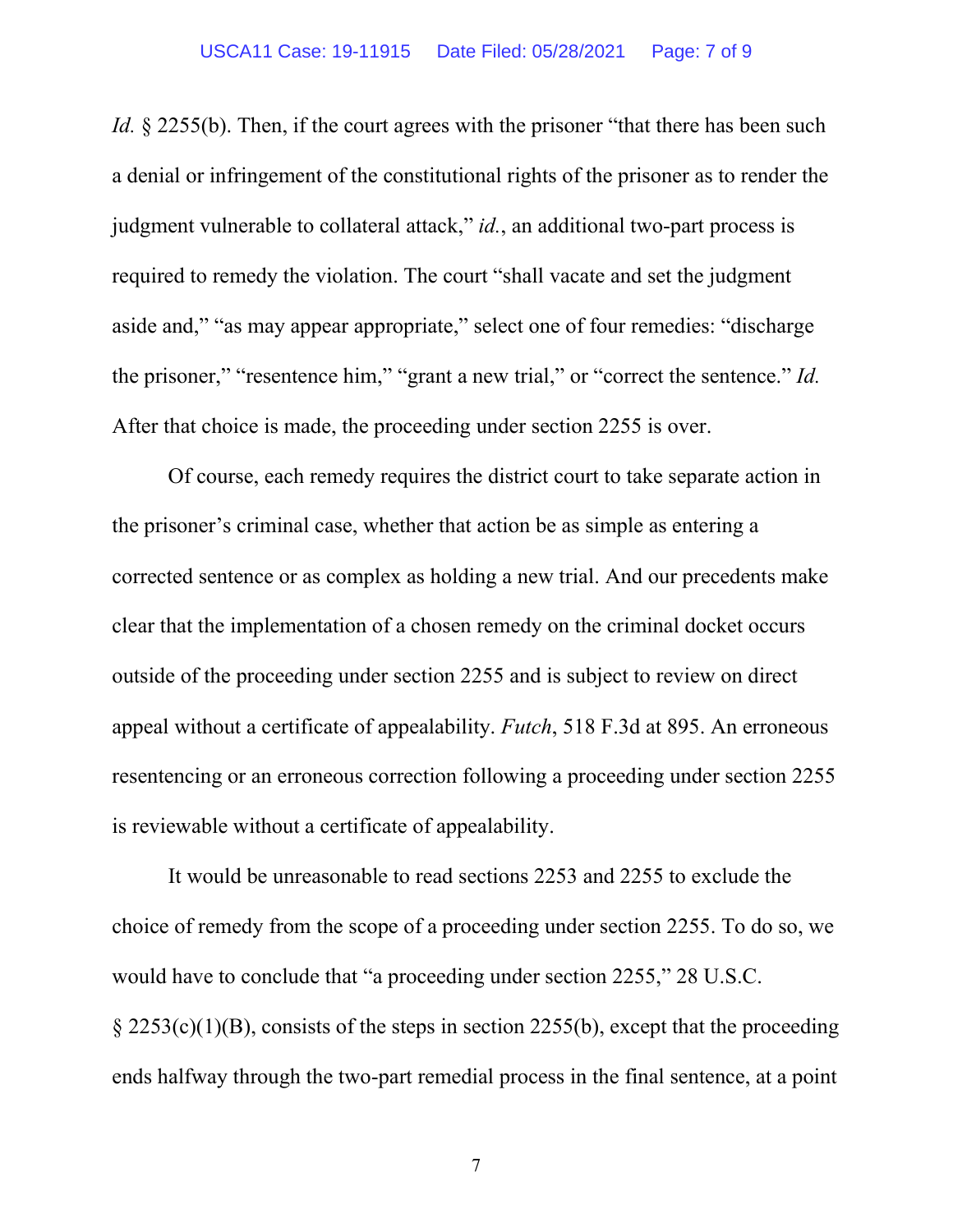*Id.* § 2255(b). Then, if the court agrees with the prisoner "that there has been such a denial or infringement of the constitutional rights of the prisoner as to render the judgment vulnerable to collateral attack," *id.*, an additional two-part process is required to remedy the violation. The court "shall vacate and set the judgment aside and," "as may appear appropriate," select one of four remedies: "discharge the prisoner," "resentence him," "grant a new trial," or "correct the sentence." *Id.* After that choice is made, the proceeding under section 2255 is over.

Of course, each remedy requires the district court to take separate action in the prisoner's criminal case, whether that action be as simple as entering a corrected sentence or as complex as holding a new trial. And our precedents make clear that the implementation of a chosen remedy on the criminal docket occurs outside of the proceeding under section 2255 and is subject to review on direct appeal without a certificate of appealability. *Futch*, 518 F.3d at 895. An erroneous resentencing or an erroneous correction following a proceeding under section 2255 is reviewable without a certificate of appealability.

It would be unreasonable to read sections 2253 and 2255 to exclude the choice of remedy from the scope of a proceeding under section 2255. To do so, we would have to conclude that "a proceeding under section 2255," 28 U.S.C. § 2253(c)(1)(B), consists of the steps in section 2255(b), except that the proceeding ends halfway through the two-part remedial process in the final sentence, at a point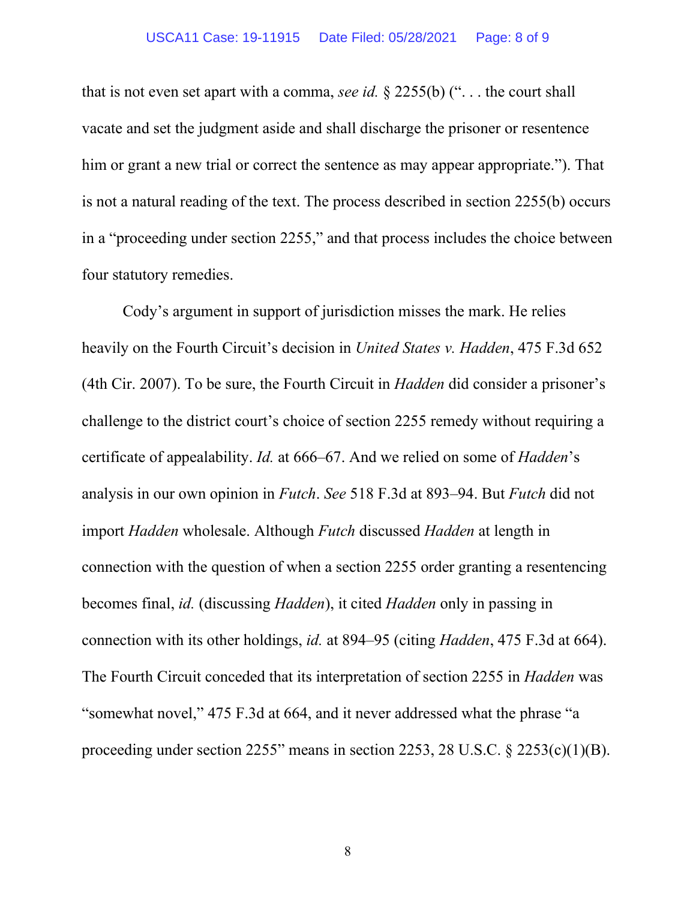that is not even set apart with a comma, *see id.* § 2255(b) (". . . the court shall vacate and set the judgment aside and shall discharge the prisoner or resentence him or grant a new trial or correct the sentence as may appear appropriate."). That is not a natural reading of the text. The process described in section 2255(b) occurs in a "proceeding under section 2255," and that process includes the choice between four statutory remedies.

Cody's argument in support of jurisdiction misses the mark. He relies heavily on the Fourth Circuit's decision in *United States v. Hadden*, 475 F.3d 652 (4th Cir. 2007). To be sure, the Fourth Circuit in *Hadden* did consider a prisoner's challenge to the district court's choice of section 2255 remedy without requiring a certificate of appealability. *Id.* at 666–67. And we relied on some of *Hadden*'s analysis in our own opinion in *Futch*. *See* 518 F.3d at 893–94. But *Futch* did not import *Hadden* wholesale. Although *Futch* discussed *Hadden* at length in connection with the question of when a section 2255 order granting a resentencing becomes final, *id.* (discussing *Hadden*), it cited *Hadden* only in passing in connection with its other holdings, *id.* at 894–95 (citing *Hadden*, 475 F.3d at 664). The Fourth Circuit conceded that its interpretation of section 2255 in *Hadden* was "somewhat novel," 475 F.3d at 664, and it never addressed what the phrase "a proceeding under section 2255" means in section 2253, 28 U.S.C. § 2253(c)(1)(B).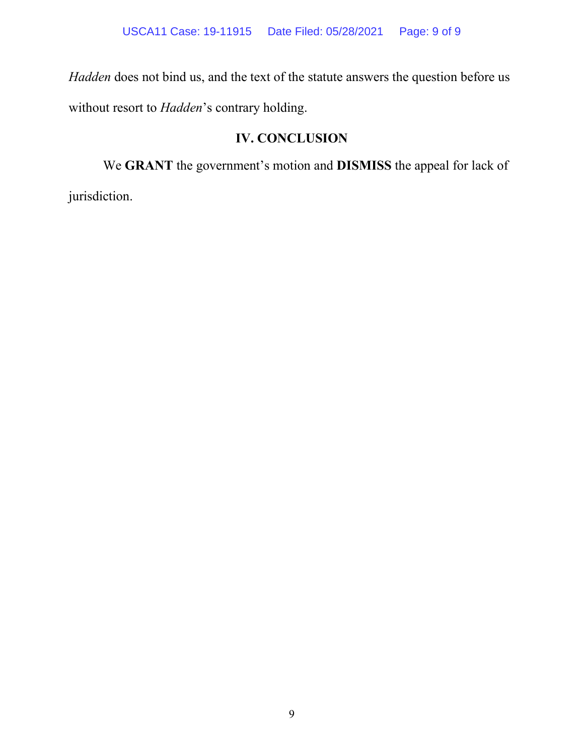*Hadden* does not bind us, and the text of the statute answers the question before us without resort to *Hadden*'s contrary holding.

## IV. CONCLUSION

We **GRANT** the government's motion and **DISMISS** the appeal for lack of jurisdiction.